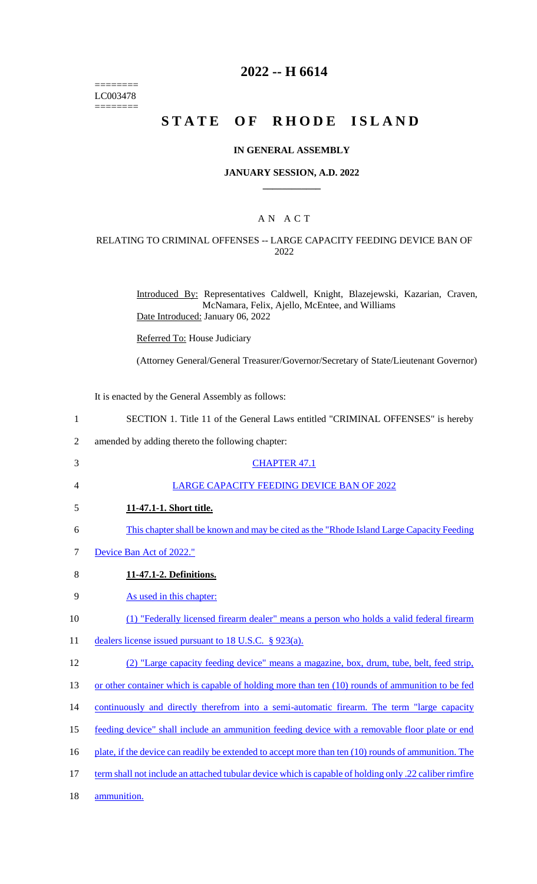========
LC003478
========

# 2022 -- H 6614

# STATE OF RHODE ISLAND

## IN GENERAL ASSEMBLY

### JANUARY SESSION, A.D. 2022

### A N A C T

#### RELATING TO CRIMINAL OFFENSES -- LARGE CAPACITY FEEDING DEVICE BAN OF 2022

Introduced By: Representatives Caldwell, Knight, Blazejewski, Kazarian, Craven, McNamara, Felix, Ajello, McEntee, and Williams

Date Introduced: January 06, 2022

Referred To: House Judiciary

(Attorney General/General Treasurer/Governor/Secretary of State/Lieutenant Governor)

It is enacted by the General Assembly as follows:

1 SECTION 1. Title 11 of the General Laws entitled "CRIMINAL OFFENSES" is hereby
2 amended by adding thereto the following chapter:

3 CHAPTER 47.1

4 LARGE CAPACITY FEEDING DEVICE BAN OF 2022

5 **11-47.1-1. Short title.**

6 This chapter shall be known and may be cited as the "Rhode Island Large Capacity Feeding
7 Device Ban Act of 2022."

8 **11-47.1-2. Definitions.**

9 As used in this chapter:

10 (1) "Federally licensed firearm dealer" means a person who holds a valid federal firearm
11 dealers license issued pursuant to 18 U.S.C. § 923(a).

12 (2) "Large capacity feeding device" means a magazine, box, drum, tube, belt, feed strip,
13 or other container which is capable of holding more than ten (10) rounds of ammunition to be fed
14 continuously and directly therefrom into a semi-automatic firearm. The term "large capacity
15 feeding device" shall include an ammunition feeding device with a removable floor plate or end
16 plate, if the device can readily be extended to accept more than ten (10) rounds of ammunition. The
17 term shall not include an attached tubular device which is capable of holding only .22 caliber rimfire
18 ammunition.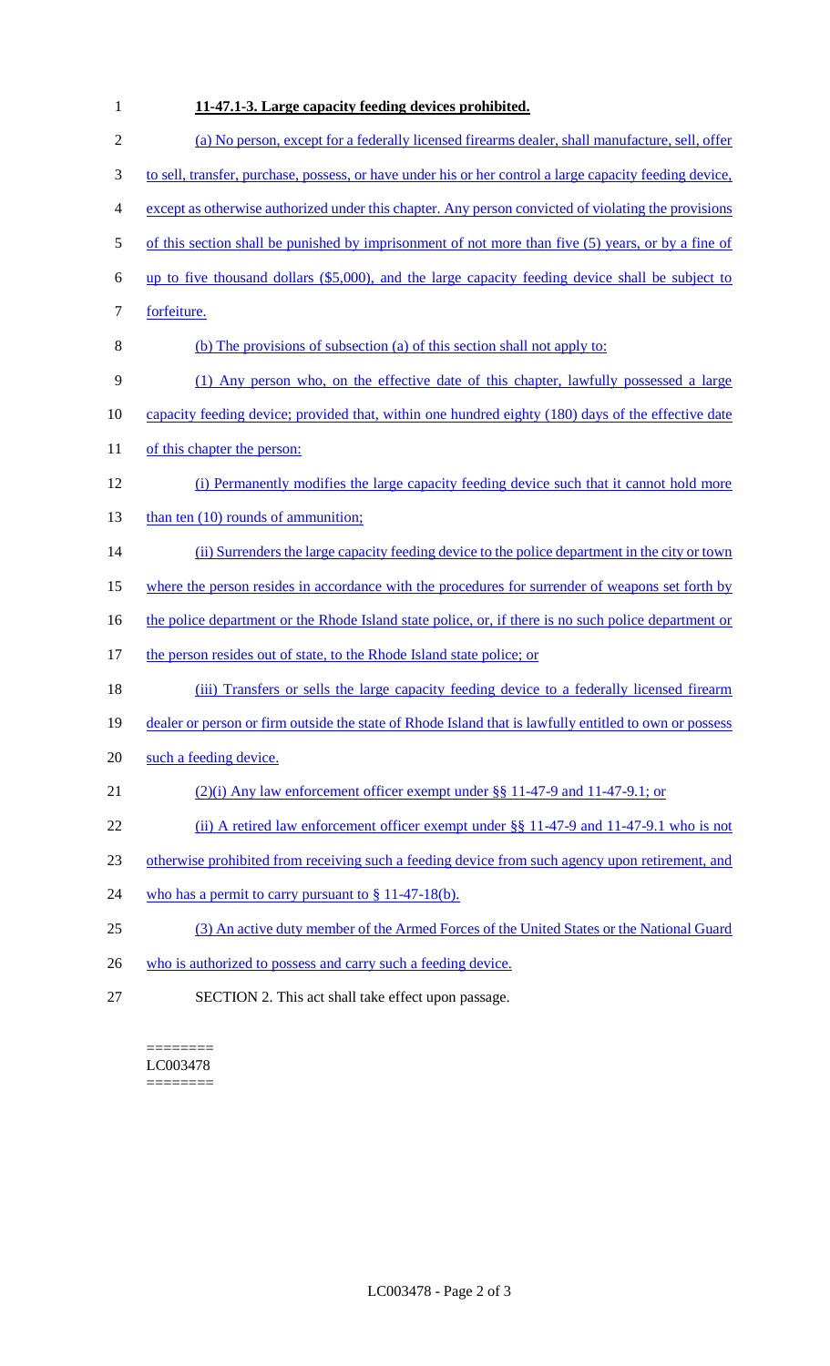**11-47.1-3. Large capacity feeding devices prohibited.**

(a) No person, except for a federally licensed firearms dealer, shall manufacture, sell, offer to sell, transfer, purchase, possess, or have under his or her control a large capacity feeding device, except as otherwise authorized under this chapter. Any person convicted of violating the provisions of this section shall be punished by imprisonment of not more than five (5) years, or by a fine of up to five thousand dollars ($5,000), and the large capacity feeding device shall be subject to forfeiture.

(b) The provisions of subsection (a) of this section shall not apply to:

(1) Any person who, on the effective date of this chapter, lawfully possessed a large capacity feeding device; provided that, within one hundred eighty (180) days of the effective date of this chapter the person:

(i) Permanently modifies the large capacity feeding device such that it cannot hold more than ten (10) rounds of ammunition;

(ii) Surrenders the large capacity feeding device to the police department in the city or town where the person resides in accordance with the procedures for surrender of weapons set forth by the police department or the Rhode Island state police, or, if there is no such police department or the person resides out of state, to the Rhode Island state police; or

(iii) Transfers or sells the large capacity feeding device to a federally licensed firearm dealer or person or firm outside the state of Rhode Island that is lawfully entitled to own or possess such a feeding device.

(2)(i) Any law enforcement officer exempt under §§ 11-47-9 and 11-47-9.1; or

(ii) A retired law enforcement officer exempt under §§ 11-47-9 and 11-47-9.1 who is not otherwise prohibited from receiving such a feeding device from such agency upon retirement, and who has a permit to carry pursuant to § 11-47-18(b).

(3) An active duty member of the Armed Forces of the United States or the National Guard who is authorized to possess and carry such a feeding device.

SECTION 2. This act shall take effect upon passage.

========
LC003478
========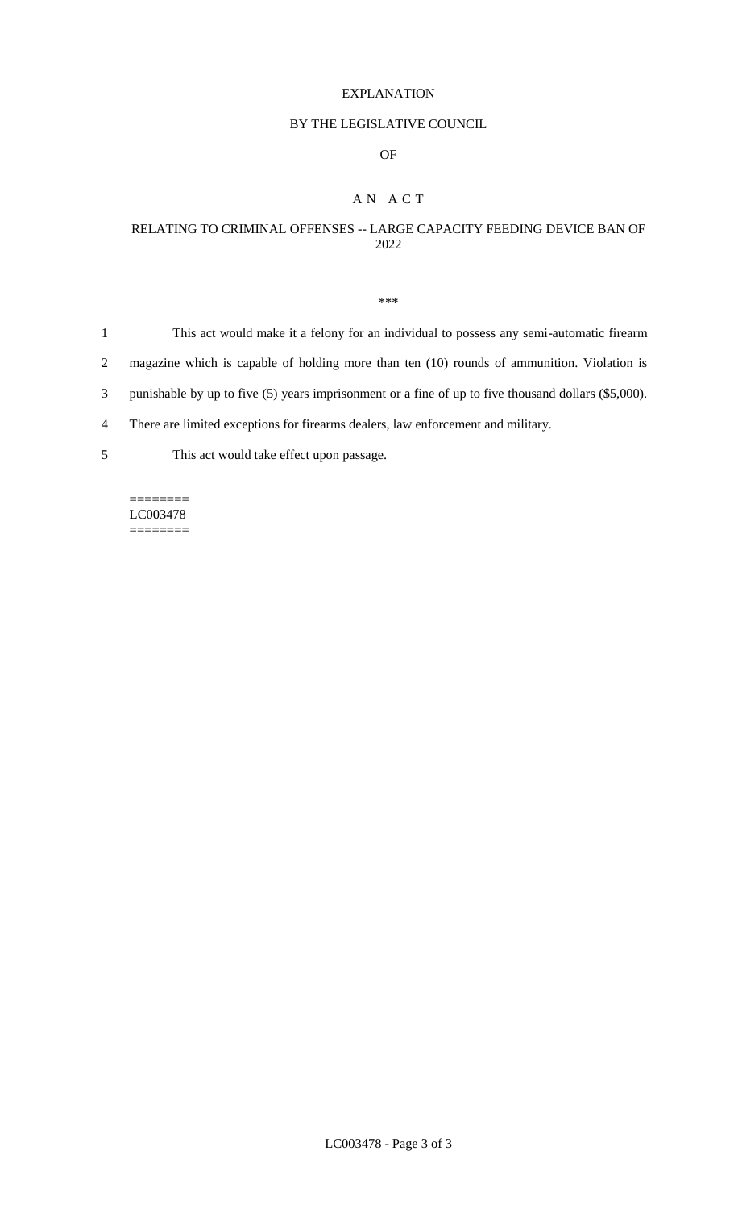EXPLANATION

BY THE LEGISLATIVE COUNCIL

OF

A N A C T

RELATING TO CRIMINAL OFFENSES -- LARGE CAPACITY FEEDING DEVICE BAN OF 2022

\*\*\*

This act would make it a felony for an individual to possess any semi-automatic firearm magazine which is capable of holding more than ten (10) rounds of ammunition. Violation is punishable by up to five (5) years imprisonment or a fine of up to five thousand dollars ($5,000). There are limited exceptions for firearms dealers, law enforcement and military.

This act would take effect upon passage.

========
LC003478
========